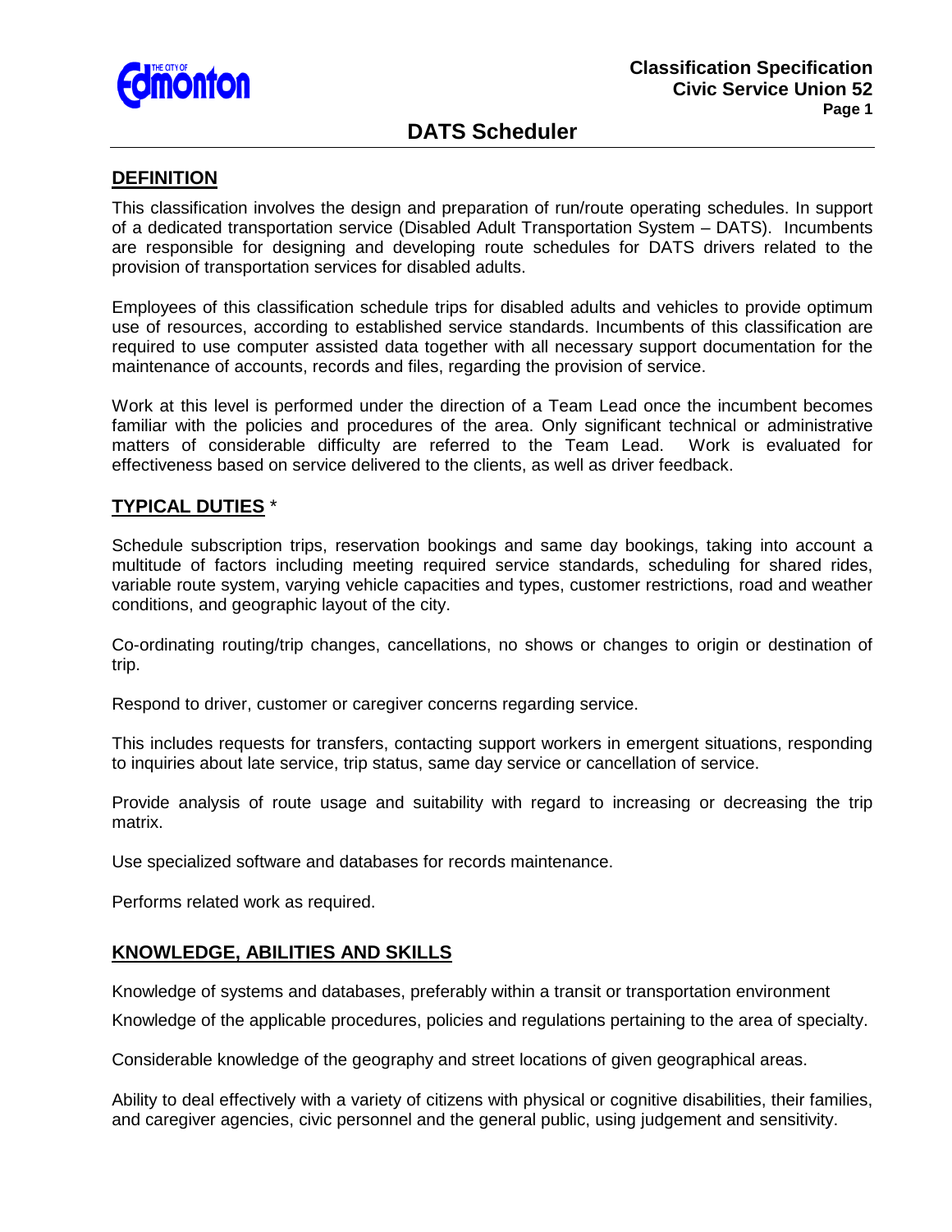Classification Specification
Civic Service Union 52

# DATS Scheduler

## DEFINITION

This classification involves the design and preparation of run/route operating schedules. In support of a dedicated transportation service (Disabled Adult Transportation System – DATS). Incumbents are responsible for designing and developing route schedules for DATS drivers related to the provision of transportation services for disabled adults.

Employees of this classification schedule trips for disabled adults and vehicles to provide optimum use of resources, according to established service standards. Incumbents of this classification are required to use computer assisted data together with all necessary support documentation for the maintenance of accounts, records and files, regarding the provision of service.

Work at this level is performed under the direction of a Team Lead once the incumbent becomes familiar with the policies and procedures of the area. Only significant technical or administrative matters of considerable difficulty are referred to the Team Lead. Work is evaluated for effectiveness based on service delivered to the clients, as well as driver feedback.

## TYPICAL DUTIES *

Schedule subscription trips, reservation bookings and same day bookings, taking into account a multitude of factors including meeting required service standards, scheduling for shared rides, variable route system, varying vehicle capacities and types, customer restrictions, road and weather conditions, and geographic layout of the city.

Co-ordinating routing/trip changes, cancellations, no shows or changes to origin or destination of trip.

Respond to driver, customer or caregiver concerns regarding service.

This includes requests for transfers, contacting support workers in emergent situations, responding to inquiries about late service, trip status, same day service or cancellation of service.

Provide analysis of route usage and suitability with regard to increasing or decreasing the trip matrix.

Use specialized software and databases for records maintenance.

Performs related work as required.

## KNOWLEDGE, ABILITIES AND SKILLS

Knowledge of systems and databases, preferably within a transit or transportation environment

Knowledge of the applicable procedures, policies and regulations pertaining to the area of specialty.

Considerable knowledge of the geography and street locations of given geographical areas.

Ability to deal effectively with a variety of citizens with physical or cognitive disabilities, their families, and caregiver agencies, civic personnel and the general public, using judgement and sensitivity.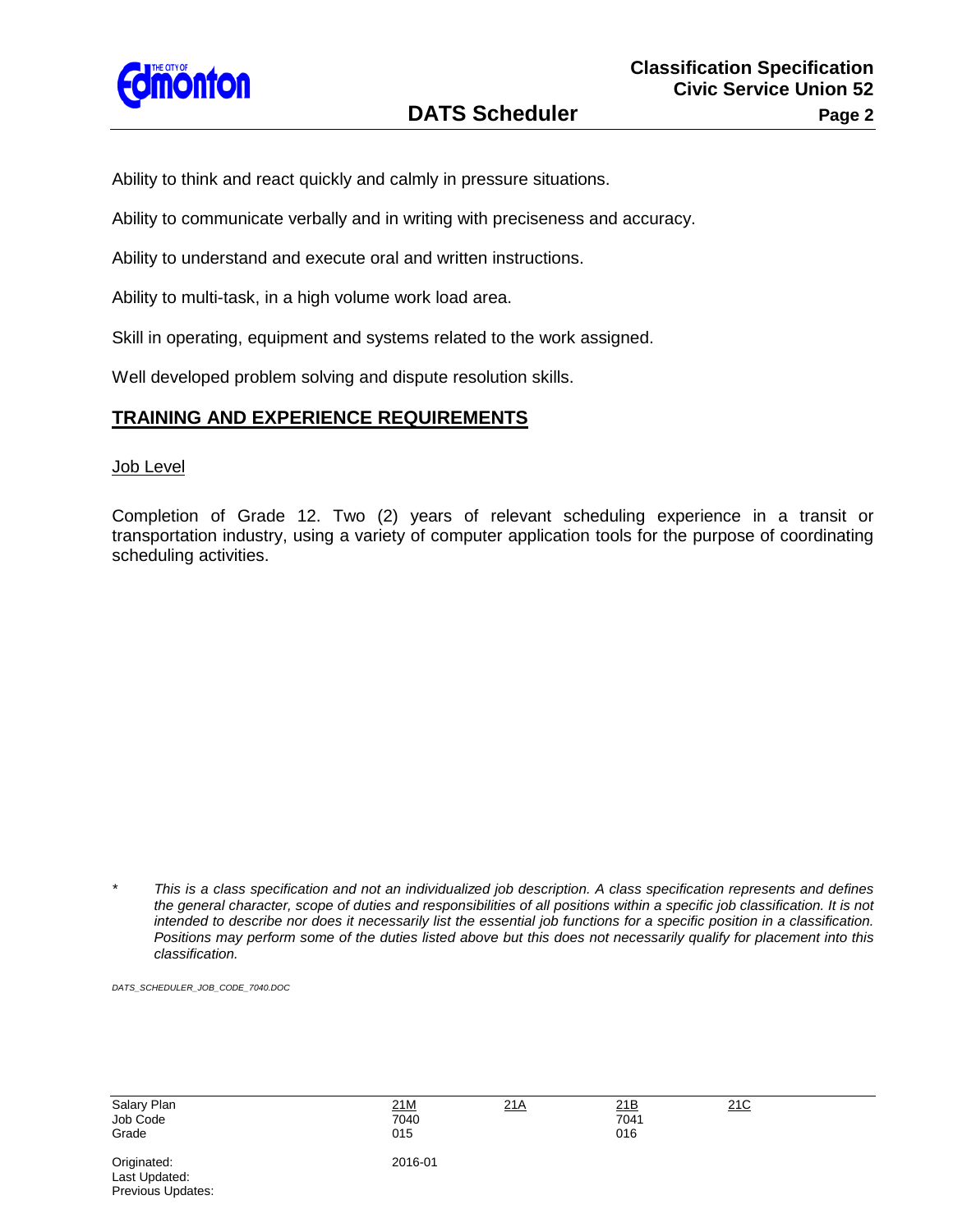Ability to think and react quickly and calmly in pressure situations.

Ability to communicate verbally and in writing with preciseness and accuracy.

Ability to understand and execute oral and written instructions.

Ability to multi-task, in a high volume work load area.

Skill in operating, equipment and systems related to the work assigned.

Well developed problem solving and dispute resolution skills.

## TRAINING AND EXPERIENCE REQUIREMENTS

Job Level

Completion of Grade 12. Two (2) years of relevant scheduling experience in a transit or transportation industry, using a variety of computer application tools for the purpose of coordinating scheduling activities.

\* *This is a class specification and not an individualized job description. A class specification represents and defines the general character, scope of duties and responsibilities of all positions within a specific job classification. It is not intended to describe nor does it necessarily list the essential job functions for a specific position in a classification. Positions may perform some of the duties listed above but this does not necessarily qualify for placement into this classification.*

*DATS_SCHEDULER_JOB_CODE_7040.DOC*

| Salary Plan | 21M | 21A | 21B | 21C |
|---|---|---|---|---|
| Job Code | 7040 | | 7041 | |
| Grade | 015 | | 016 | |
| Originated: | 2016-01 | | | |
| Last Updated: | | | | |
| Previous Updates: | | | | |